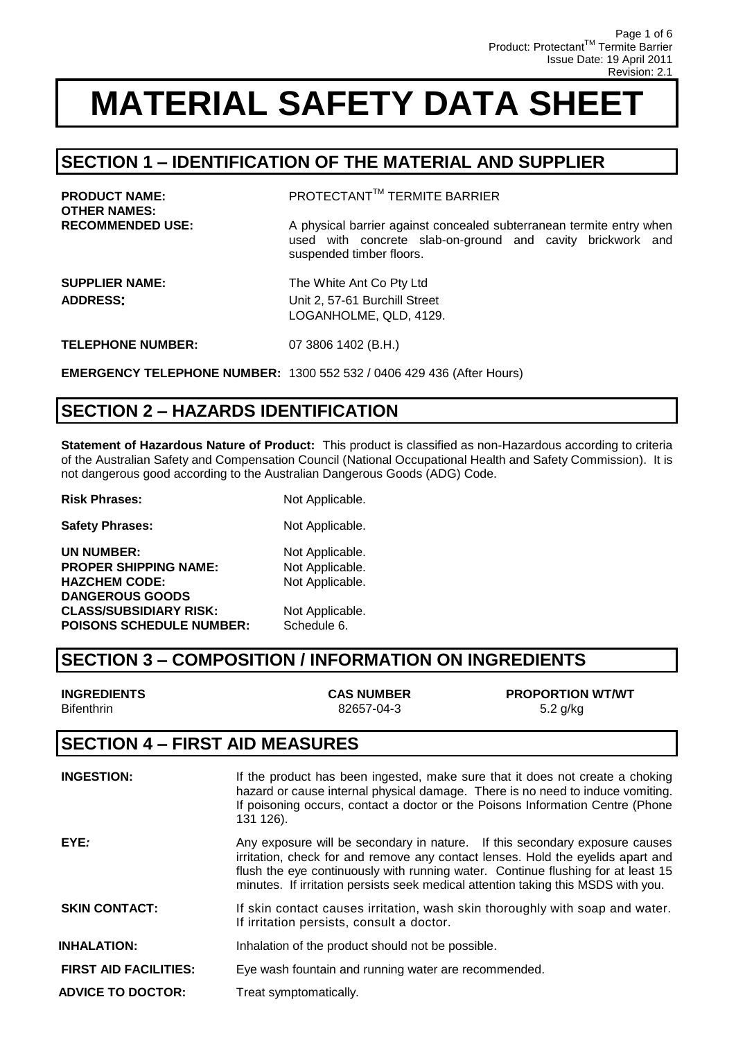// MATERIAL SAFETY DATA SHEET

## SECTION 1 – IDENTIFICATION OF THE MATERIAL AND SUPPLIER

**PRODUCT NAME:** PROTECTANT[TM] TERMITE BARRIER

**OTHER NAMES:**

**RECOMMENDED USE:** A physical barrier against concealed subterranean termite entry when used with concrete slab-on-ground and cavity brickwork and suspended timber floors.

**SUPPLIER NAME:** The White Ant Co Pty Ltd

**ADDRESS:** Unit 2, 57-61 Burchill Street
LOGANHOLME, QLD, 4129.

**TELEPHONE NUMBER:** 07 3806 1402 (B.H.)

**EMERGENCY TELEPHONE NUMBER:** 1300 552 532 / 0406 429 436 (After Hours)

## SECTION 2 – HAZARDS IDENTIFICATION

**Statement of Hazardous Nature of Product:** This product is classified as non-Hazardous according to criteria of the Australian Safety and Compensation Council (National Occupational Health and Safety Commission). It is not dangerous good according to the Australian Dangerous Goods (ADG) Code.

**Risk Phrases:** Not Applicable.

**Safety Phrases:** Not Applicable.

**UN NUMBER:** Not Applicable.
**PROPER SHIPPING NAME:** Not Applicable.
**HAZCHEM CODE:** Not Applicable.
**DANGEROUS GOODS CLASS/SUBSIDIARY RISK:** Not Applicable.
**POISONS SCHEDULE NUMBER:** Schedule 6.

## SECTION 3 – COMPOSITION / INFORMATION ON INGREDIENTS

| INGREDIENTS | CAS NUMBER | PROPORTION WT/WT |
|---|---|---|
| Bifenthrin | 82657-04-3 | 5.2 g/kg |

## SECTION 4 – FIRST AID MEASURES

**INGESTION:** If the product has been ingested, make sure that it does not create a choking hazard or cause internal physical damage. There is no need to induce vomiting. If poisoning occurs, contact a doctor or the Poisons Information Centre (Phone 131 126).

**EYE:** Any exposure will be secondary in nature. If this secondary exposure causes irritation, check for and remove any contact lenses. Hold the eyelids apart and flush the eye continuously with running water. Continue flushing for at least 15 minutes. If irritation persists seek medical attention taking this MSDS with you.

**SKIN CONTACT:** If skin contact causes irritation, wash skin thoroughly with soap and water. If irritation persists, consult a doctor.

**INHALATION:** Inhalation of the product should not be possible.

**FIRST AID FACILITIES:** Eye wash fountain and running water are recommended.

**ADVICE TO DOCTOR:** Treat symptomatically.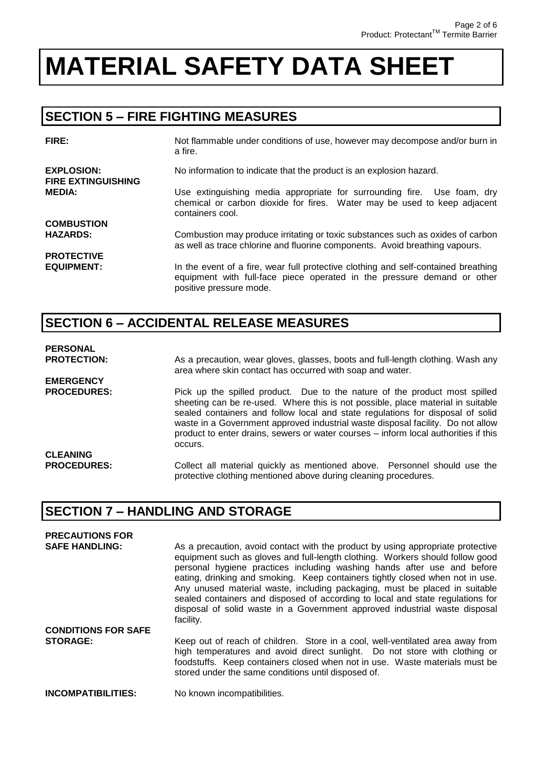# MATERIAL SAFETY DATA SHEET

## SECTION 5 – FIRE FIGHTING MEASURES

**FIRE:** Not flammable under conditions of use, however may decompose and/or burn in a fire.

**EXPLOSION:** No information to indicate that the product is an explosion hazard.

**FIRE EXTINGUISHING MEDIA:** Use extinguishing media appropriate for surrounding fire. Use foam, dry chemical or carbon dioxide for fires. Water may be used to keep adjacent containers cool.

**COMBUSTION HAZARDS:** Combustion may produce irritating or toxic substances such as oxides of carbon as well as trace chlorine and fluorine components. Avoid breathing vapours.

**PROTECTIVE EQUIPMENT:** In the event of a fire, wear full protective clothing and self-contained breathing equipment with full-face piece operated in the pressure demand or other positive pressure mode.

## SECTION 6 – ACCIDENTAL RELEASE MEASURES

**PERSONAL PROTECTION:** As a precaution, wear gloves, glasses, boots and full-length clothing. Wash any area where skin contact has occurred with soap and water.

**EMERGENCY PROCEDURES:** Pick up the spilled product. Due to the nature of the product most spilled sheeting can be re-used. Where this is not possible, place material in suitable sealed containers and follow local and state regulations for disposal of solid waste in a Government approved industrial waste disposal facility. Do not allow product to enter drains, sewers or water courses – inform local authorities if this occurs.

**CLEANING PROCEDURES:** Collect all material quickly as mentioned above. Personnel should use the protective clothing mentioned above during cleaning procedures.

## SECTION 7 – HANDLING AND STORAGE

**PRECAUTIONS FOR SAFE HANDLING:** As a precaution, avoid contact with the product by using appropriate protective equipment such as gloves and full-length clothing. Workers should follow good personal hygiene practices including washing hands after use and before eating, drinking and smoking. Keep containers tightly closed when not in use. Any unused material waste, including packaging, must be placed in suitable sealed containers and disposed of according to local and state regulations for disposal of solid waste in a Government approved industrial waste disposal facility.

**CONDITIONS FOR SAFE STORAGE:** Keep out of reach of children. Store in a cool, well-ventilated area away from high temperatures and avoid direct sunlight. Do not store with clothing or foodstuffs. Keep containers closed when not in use. Waste materials must be stored under the same conditions until disposed of.

**INCOMPATIBILITIES:** No known incompatibilities.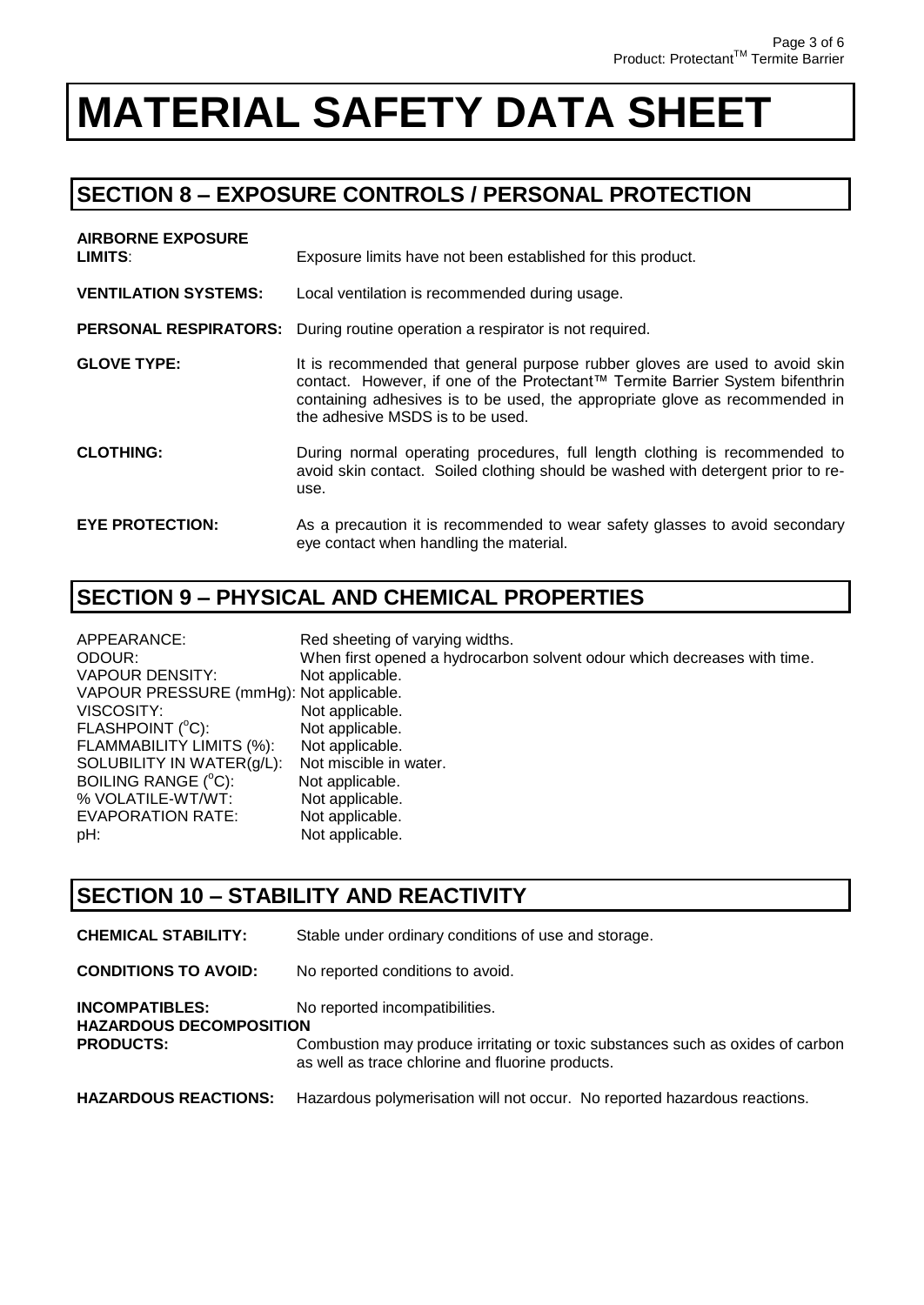# MATERIAL SAFETY DATA SHEET

## SECTION 8 – EXPOSURE CONTROLS / PERSONAL PROTECTION

**AIRBORNE EXPOSURE LIMITS**: Exposure limits have not been established for this product.

**VENTILATION SYSTEMS:** Local ventilation is recommended during usage.

**PERSONAL RESPIRATORS:** During routine operation a respirator is not required.

**GLOVE TYPE:** It is recommended that general purpose rubber gloves are used to avoid skin contact. However, if one of the Protectant™ Termite Barrier System bifenthrin containing adhesives is to be used, the appropriate glove as recommended in the adhesive MSDS is to be used.

**CLOTHING:** During normal operating procedures, full length clothing is recommended to avoid skin contact. Soiled clothing should be washed with detergent prior to re-use.

**EYE PROTECTION:** As a precaution it is recommended to wear safety glasses to avoid secondary eye contact when handling the material.

## SECTION 9 – PHYSICAL AND CHEMICAL PROPERTIES

APPEARANCE: Red sheeting of varying widths.
ODOUR: When first opened a hydrocarbon solvent odour which decreases with time.
VAPOUR DENSITY: Not applicable.
VAPOUR PRESSURE (mmHg): Not applicable.
VISCOSITY: Not applicable.
FLASHPOINT ($^{o}$C): Not applicable.
FLAMMABILITY LIMITS (%): Not applicable.
SOLUBILITY IN WATER(g/L): Not miscible in water.
BOILING RANGE ($^{o}$C): Not applicable.
% VOLATILE-WT/WT: Not applicable.
EVAPORATION RATE: Not applicable.
pH: Not applicable.

## SECTION 10 – STABILITY AND REACTIVITY

**CHEMICAL STABILITY:** Stable under ordinary conditions of use and storage.

**CONDITIONS TO AVOID:** No reported conditions to avoid.

**INCOMPATIBLES:** No reported incompatibilities.

**HAZARDOUS DECOMPOSITION PRODUCTS:** Combustion may produce irritating or toxic substances such as oxides of carbon as well as trace chlorine and fluorine products.

**HAZARDOUS REACTIONS:** Hazardous polymerisation will not occur. No reported hazardous reactions.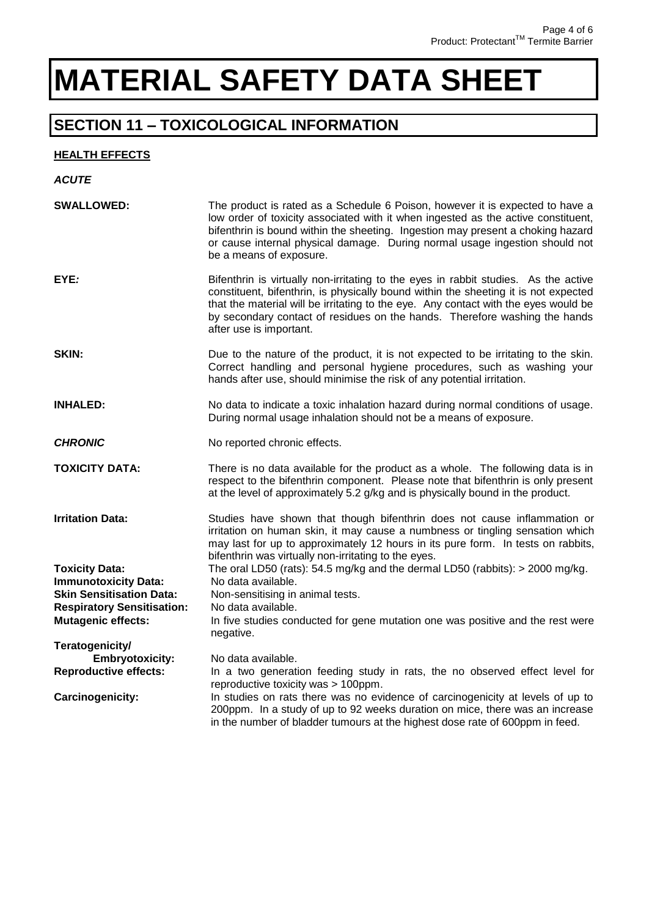# MATERIAL SAFETY DATA SHEET

## SECTION 11 – TOXICOLOGICAL INFORMATION

### HEALTH EFFECTS

***ACUTE***

**SWALLOWED:** The product is rated as a Schedule 6 Poison, however it is expected to have a low order of toxicity associated with it when ingested as the active constituent, bifenthrin is bound within the sheeting. Ingestion may present a choking hazard or cause internal physical damage. During normal usage ingestion should not be a means of exposure.

**EYE*:*** Bifenthrin is virtually non-irritating to the eyes in rabbit studies. As the active constituent, bifenthrin, is physically bound within the sheeting it is not expected that the material will be irritating to the eye. Any contact with the eyes would be by secondary contact of residues on the hands. Therefore washing the hands after use is important.

**SKIN:** Due to the nature of the product, it is not expected to be irritating to the skin. Correct handling and personal hygiene procedures, such as washing your hands after use, should minimise the risk of any potential irritation.

**INHALED:** No data to indicate a toxic inhalation hazard during normal conditions of usage. During normal usage inhalation should not be a means of exposure.

***CHRONIC*** No reported chronic effects.

**TOXICITY DATA:** There is no data available for the product as a whole. The following data is in respect to the bifenthrin component. Please note that bifenthrin is only present at the level of approximately 5.2 g/kg and is physically bound in the product.

**Irritation Data:** Studies have shown that though bifenthrin does not cause inflammation or irritation on human skin, it may cause a numbness or tingling sensation which may last for up to approximately 12 hours in its pure form. In tests on rabbits, bifenthrin was virtually non-irritating to the eyes.

**Toxicity Data:** The oral LD50 (rats): 54.5 mg/kg and the dermal LD50 (rabbits): > 2000 mg/kg.

**Immunotoxicity Data:** No data available.

**Skin Sensitisation Data:** Non-sensitising in animal tests.

**Respiratory Sensitisation:** No data available.

**Mutagenic effects:** In five studies conducted for gene mutation one was positive and the rest were negative.

**Teratogenicity/ Embryotoxicity:** No data available.

**Reproductive effects:** In a two generation feeding study in rats, the no observed effect level for reproductive toxicity was > 100ppm.

**Carcinogenicity:** In studies on rats there was no evidence of carcinogenicity at levels of up to 200ppm. In a study of up to 92 weeks duration on mice, there was an increase in the number of bladder tumours at the highest dose rate of 600ppm in feed.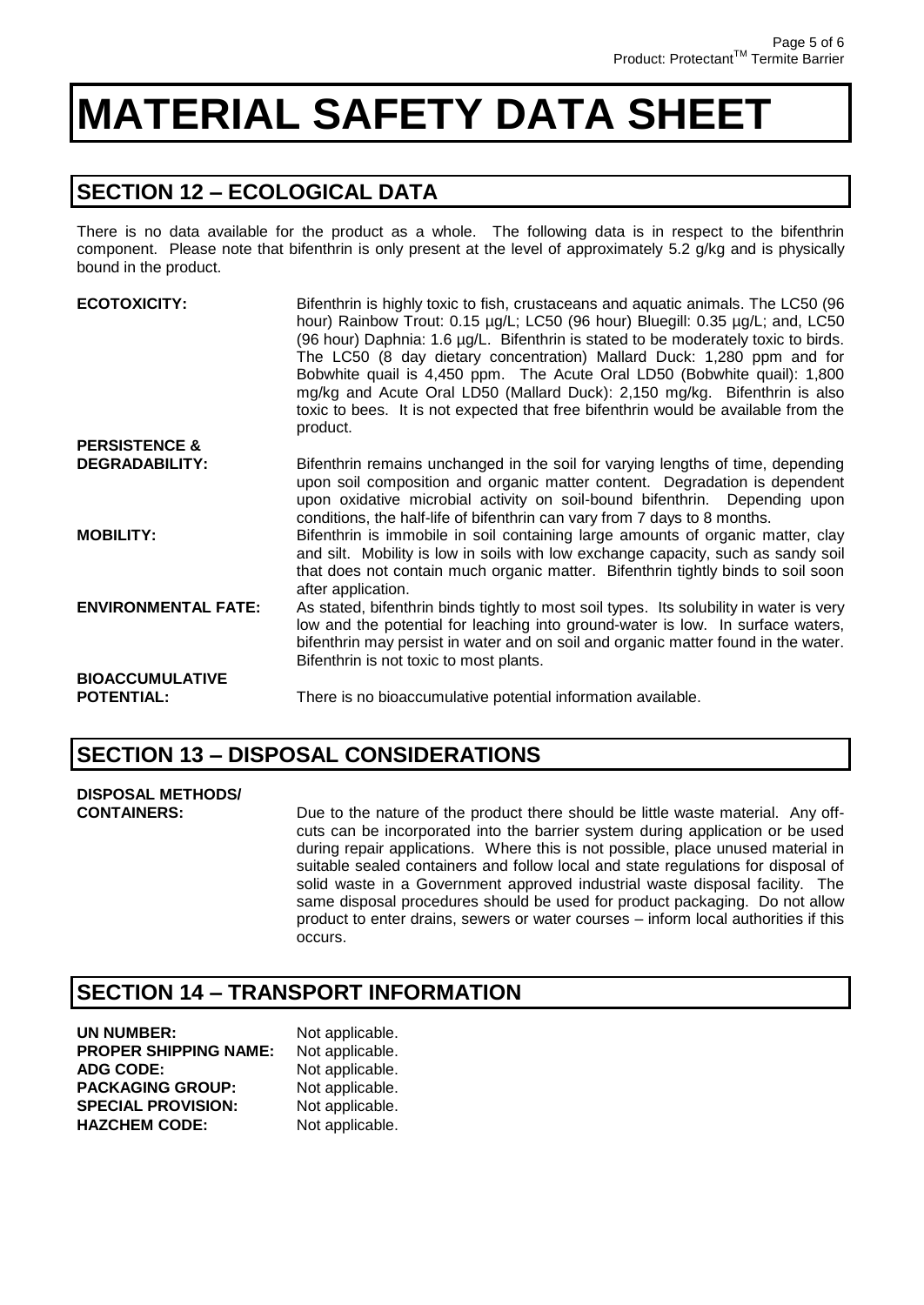# MATERIAL SAFETY DATA SHEET

## SECTION 12 – ECOLOGICAL DATA

There is no data available for the product as a whole. The following data is in respect to the bifenthrin component. Please note that bifenthrin is only present at the level of approximately 5.2 g/kg and is physically bound in the product.

**ECOTOXICITY:** Bifenthrin is highly toxic to fish, crustaceans and aquatic animals. The LC50 (96 hour) Rainbow Trout: 0.15 µg/L; LC50 (96 hour) Bluegill: 0.35 µg/L; and, LC50 (96 hour) Daphnia: 1.6 µg/L. Bifenthrin is stated to be moderately toxic to birds. The LC50 (8 day dietary concentration) Mallard Duck: 1,280 ppm and for Bobwhite quail is 4,450 ppm. The Acute Oral LD50 (Bobwhite quail): 1,800 mg/kg and Acute Oral LD50 (Mallard Duck): 2,150 mg/kg. Bifenthrin is also toxic to bees. It is not expected that free bifenthrin would be available from the product.

**PERSISTENCE & DEGRADABILITY:** Bifenthrin remains unchanged in the soil for varying lengths of time, depending upon soil composition and organic matter content. Degradation is dependent upon oxidative microbial activity on soil-bound bifenthrin. Depending upon conditions, the half-life of bifenthrin can vary from 7 days to 8 months.

**MOBILITY:** Bifenthrin is immobile in soil containing large amounts of organic matter, clay and silt. Mobility is low in soils with low exchange capacity, such as sandy soil that does not contain much organic matter. Bifenthrin tightly binds to soil soon after application.

**ENVIRONMENTAL FATE:** As stated, bifenthrin binds tightly to most soil types. Its solubility in water is very low and the potential for leaching into ground-water is low. In surface waters, bifenthrin may persist in water and on soil and organic matter found in the water. Bifenthrin is not toxic to most plants.

**BIOACCUMULATIVE POTENTIAL:** There is no bioaccumulative potential information available.

## SECTION 13 – DISPOSAL CONSIDERATIONS

**DISPOSAL METHODS/ CONTAINERS:** Due to the nature of the product there should be little waste material. Any off-cuts can be incorporated into the barrier system during application or be used during repair applications. Where this is not possible, place unused material in suitable sealed containers and follow local and state regulations for disposal of solid waste in a Government approved industrial waste disposal facility. The same disposal procedures should be used for product packaging. Do not allow product to enter drains, sewers or water courses – inform local authorities if this occurs.

## SECTION 14 – TRANSPORT INFORMATION

**UN NUMBER:** Not applicable.
**PROPER SHIPPING NAME:** Not applicable.
**ADG CODE:** Not applicable.
**PACKAGING GROUP:** Not applicable.
**SPECIAL PROVISION:** Not applicable.
**HAZCHEM CODE:** Not applicable.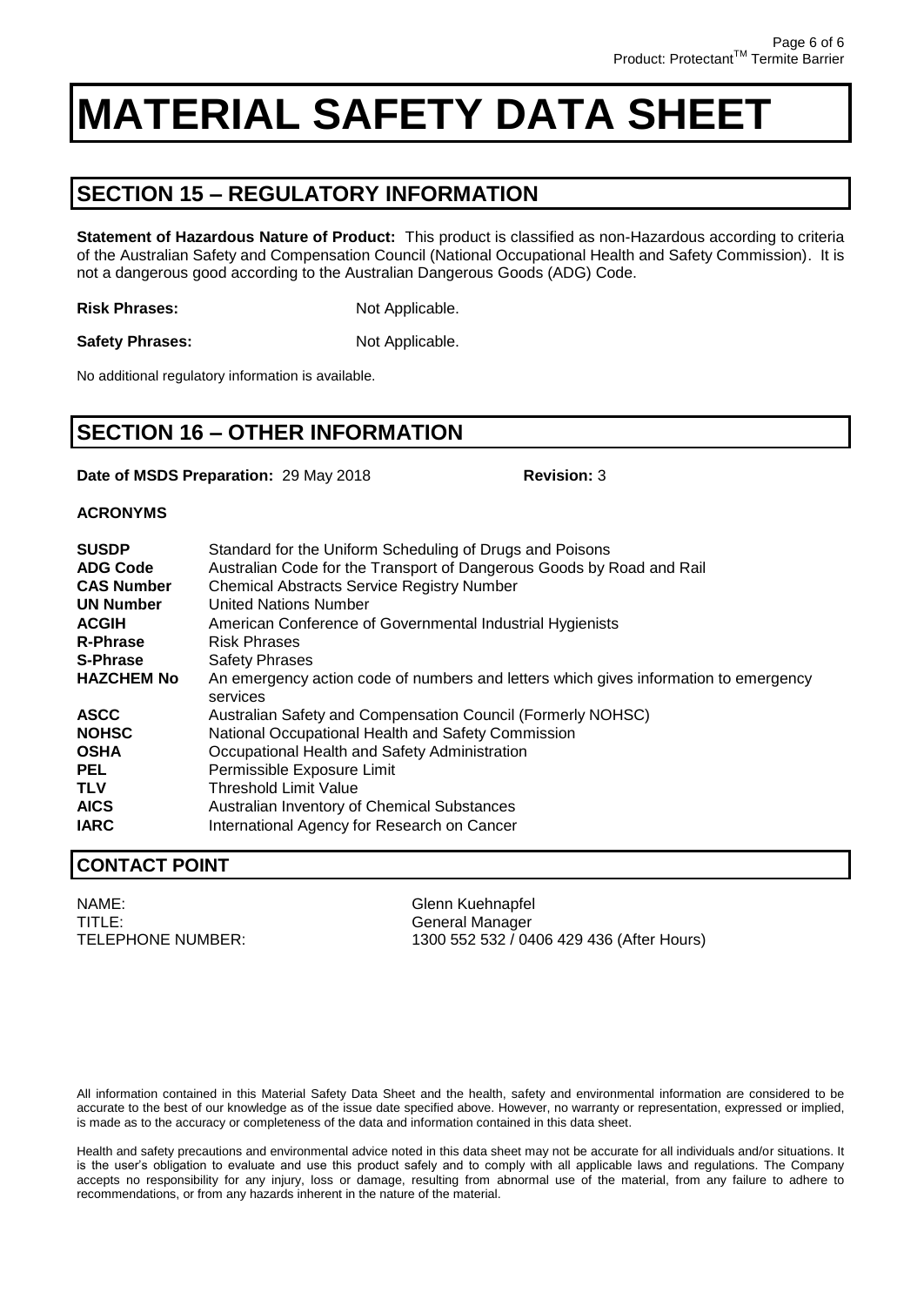# MATERIAL SAFETY DATA SHEET

## SECTION 15 – REGULATORY INFORMATION

**Statement of Hazardous Nature of Product:** This product is classified as non-Hazardous according to criteria of the Australian Safety and Compensation Council (National Occupational Health and Safety Commission). It is not a dangerous good according to the Australian Dangerous Goods (ADG) Code.

**Risk Phrases:** Not Applicable.

**Safety Phrases:** Not Applicable.

No additional regulatory information is available.

## SECTION 16 – OTHER INFORMATION

**Date of MSDS Preparation:** 29 May 2018 **Revision:** 3

**ACRONYMS**

| | |
|---|---|
| **SUSDP** | Standard for the Uniform Scheduling of Drugs and Poisons |
| **ADG Code** | Australian Code for the Transport of Dangerous Goods by Road and Rail |
| **CAS Number** | Chemical Abstracts Service Registry Number |
| **UN Number** | United Nations Number |
| **ACGIH** | American Conference of Governmental Industrial Hygienists |
| **R-Phrase** | Risk Phrases |
| **S-Phrase** | Safety Phrases |
| **HAZCHEM No** | An emergency action code of numbers and letters which gives information to emergency services |
| **ASCC** | Australian Safety and Compensation Council (Formerly NOHSC) |
| **NOHSC** | National Occupational Health and Safety Commission |
| **OSHA** | Occupational Health and Safety Administration |
| **PEL** | Permissible Exposure Limit |
| **TLV** | Threshold Limit Value |
| **AICS** | Australian Inventory of Chemical Substances |
| **IARC** | International Agency for Research on Cancer |

## CONTACT POINT

| | |
|---|---|
| NAME: | Glenn Kuehnapfel |
| TITLE: | General Manager |
| TELEPHONE NUMBER: | 1300 552 532 / 0406 429 436 (After Hours) |

All information contained in this Material Safety Data Sheet and the health, safety and environmental information are considered to be accurate to the best of our knowledge as of the issue date specified above. However, no warranty or representation, expressed or implied, is made as to the accuracy or completeness of the data and information contained in this data sheet.

Health and safety precautions and environmental advice noted in this data sheet may not be accurate for all individuals and/or situations. It is the user's obligation to evaluate and use this product safely and to comply with all applicable laws and regulations. The Company accepts no responsibility for any injury, loss or damage, resulting from abnormal use of the material, from any failure to adhere to recommendations, or from any hazards inherent in the nature of the material.